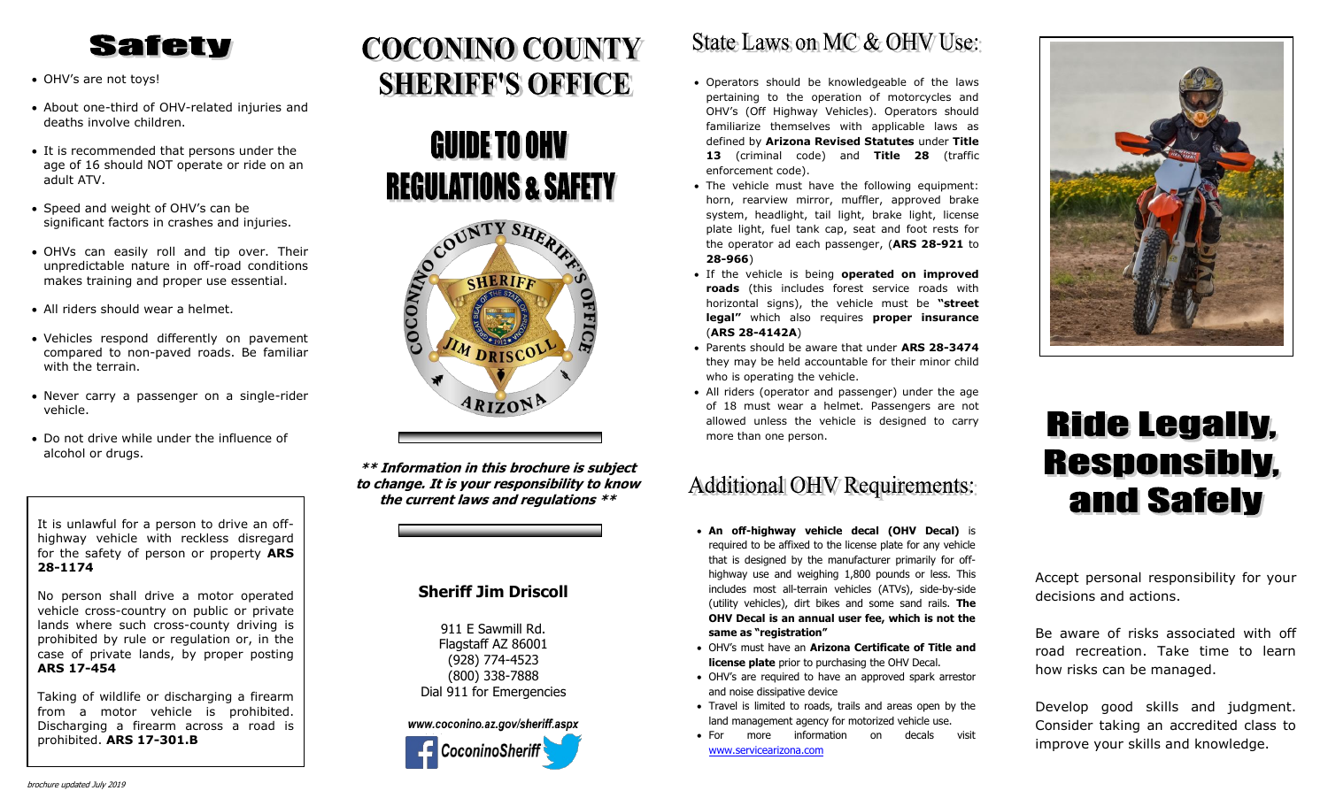# Safety

- OHV's are not toys!
- About one-third of OHV-related injuries and deaths involve children.
- It is recommended that persons under the age of 16 should NOT operate or ride on an adult ATV.
- Speed and weight of OHV's can be significant factors in crashes and injuries.
- OHVs can easily roll and tip over. Their unpredictable nature in off-road conditions makes training and proper use essential.
- All riders should wear a helmet.
- Vehicles respond differently on pavement compared to non-paved roads. Be familiar with the terrain.
- Never carry a passenger on a single-rider vehicle.
- Do not drive while under the influence of alcohol or drugs.

It is unlawful for a person to drive an off-highway vehicle with reckless disregard for the safety of person or property **ARS 28-1174**

No person shall drive a motor operated vehicle cross-country on public or private lands where such cross-county driving is prohibited by rule or regulation or, in the case of private lands, by proper posting **ARS 17-454**

Taking of wildlife or discharging a firearm from a motor vehicle is prohibited. Discharging a firearm across a road is prohibited. **ARS 17-301.B**

*brochure updated July 2019*

# COCONINO COUNTY SHERIFF'S OFFICE

# GUIDE TO OHV REGULATIONS & SAFETY

COCONINO COUNTY SHERIFF'S OFFICE
SHERIFF
JIM DRISCOLL
ARIZONA

***\*\* Information in this brochure is subject to change. It is your responsibility to know the current laws and regulations \*\****

### Sheriff Jim Driscoll

911 E Sawmill Rd.
Flagstaff AZ 86001
(928) 774-4523
(800) 338-7888
Dial 911 for Emergencies

***www.coconino.az.gov/sheriff.aspx***

**CoconinoSheriff**

## State Laws on MC & OHV Use:

- Operators should be knowledgeable of the laws pertaining to the operation of motorcycles and OHV's (Off Highway Vehicles). Operators should familiarize themselves with applicable laws as defined by **Arizona Revised Statutes** under **Title 13** (criminal code) and **Title 28** (traffic enforcement code).
- The vehicle must have the following equipment: horn, rearview mirror, muffler, approved brake system, headlight, tail light, brake light, license plate light, fuel tank cap, seat and foot rests for the operator ad each passenger, (**ARS 28-921** to **28-966**)
- If the vehicle is being **operated on improved roads** (this includes forest service roads with horizontal signs), the vehicle must be **"street legal"** which also requires **proper insurance** (**ARS 28-4142A**)
- Parents should be aware that under **ARS 28-3474** they may be held accountable for their minor child who is operating the vehicle.
- All riders (operator and passenger) under the age of 18 must wear a helmet. Passengers are not allowed unless the vehicle is designed to carry more than one person.

## Additional OHV Requirements:

- **An off-highway vehicle decal (OHV Decal)** is required to be affixed to the license plate for any vehicle that is designed by the manufacturer primarily for off-highway use and weighing 1,800 pounds or less. This includes most all-terrain vehicles (ATVs), side-by-side (utility vehicles), dirt bikes and some sand rails. **The OHV Decal is an annual user fee, which is not the same as "registration"**
- OHV's must have an **Arizona Certificate of Title and license plate** prior to purchasing the OHV Decal.
- OHV's are required to have an approved spark arrestor and noise dissipative device
- Travel is limited to roads, trails and areas open by the land management agency for motorized vehicle use.
- For more information on decals visit www.servicearizona.com

# Ride Legally, Responsibly, and Safely

Accept personal responsibility for your decisions and actions.

Be aware of risks associated with off road recreation. Take time to learn how risks can be managed.

Develop good skills and judgment. Consider taking an accredited class to improve your skills and knowledge.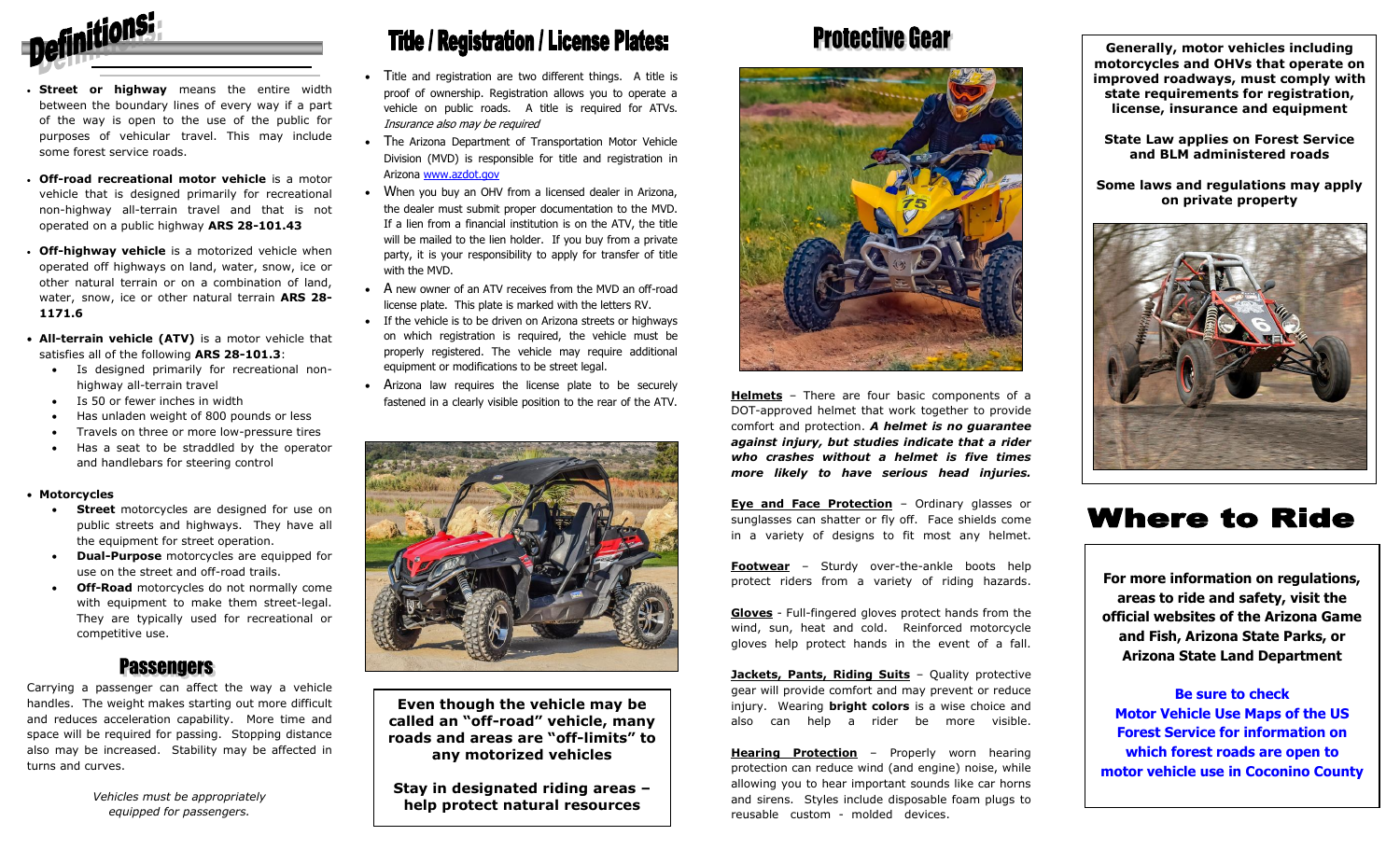# Definitions:

- **Street or highway** means the entire width between the boundary lines of every way if a part of the way is open to the use of the public for purposes of vehicular travel. This may include some forest service roads.
- **Off-road recreational motor vehicle** is a motor vehicle that is designed primarily for recreational non-highway all-terrain travel and that is not operated on a public highway **ARS 28-101.43**
- **Off-highway vehicle** is a motorized vehicle when operated off highways on land, water, snow, ice or other natural terrain or on a combination of land, water, snow, ice or other natural terrain **ARS 28-1171.6**
- **All-terrain vehicle (ATV)** is a motor vehicle that satisfies all of the following **ARS 28-101.3**:
  - Is designed primarily for recreational non-highway all-terrain travel
  - Is 50 or fewer inches in width
  - Has unladen weight of 800 pounds or less
  - Travels on three or more low-pressure tires
  - Has a seat to be straddled by the operator and handlebars for steering control
- **Motorcycles**
  - **Street** motorcycles are designed for use on public streets and highways. They have all the equipment for street operation.
  - **Dual-Purpose** motorcycles are equipped for use on the street and off-road trails.
  - **Off-Road** motorcycles do not normally come with equipment to make them street-legal. They are typically used for recreational or competitive use.

## Passengers

Carrying a passenger can affect the way a vehicle handles. The weight makes starting out more difficult and reduces acceleration capability. More time and space will be required for passing. Stopping distance also may be increased. Stability may be affected in turns and curves.

*Vehicles must be appropriately equipped for passengers.*

# Title / Registration / License Plates:

- Title and registration are two different things. A title is proof of ownership. Registration allows you to operate a vehicle on public roads. A title is required for ATVs. *Insurance also may be required*
- The Arizona Department of Transportation Motor Vehicle Division (MVD) is responsible for title and registration in Arizona www.azdot.gov
- When you buy an OHV from a licensed dealer in Arizona, the dealer must submit proper documentation to the MVD. If a lien from a financial institution is on the ATV, the title will be mailed to the lien holder. If you buy from a private party, it is your responsibility to apply for transfer of title with the MVD.
- A new owner of an ATV receives from the MVD an off-road license plate. This plate is marked with the letters RV.
- If the vehicle is to be driven on Arizona streets or highways on which registration is required, the vehicle must be properly registered. The vehicle may require additional equipment or modifications to be street legal.
- Arizona law requires the license plate to be securely fastened in a clearly visible position to the rear of the ATV.

**Even though the vehicle may be called an "off-road" vehicle, many roads and areas are "off-limits" to any motorized vehicles**

**Stay in designated riding areas – help protect natural resources**

# Protective Gear

**Helmets** – There are four basic components of a DOT-approved helmet that work together to provide comfort and protection. ***A helmet is no guarantee against injury, but studies indicate that a rider who crashes without a helmet is five times more likely to have serious head injuries.***

**Eye and Face Protection** – Ordinary glasses or sunglasses can shatter or fly off. Face shields come in a variety of designs to fit most any helmet.

**Footwear** – Sturdy over-the-ankle boots help protect riders from a variety of riding hazards.

**Gloves** - Full-fingered gloves protect hands from the wind, sun, heat and cold. Reinforced motorcycle gloves help protect hands in the event of a fall.

**Jackets, Pants, Riding Suits** – Quality protective gear will provide comfort and may prevent or reduce injury. Wearing **bright colors** is a wise choice and also can help a rider be more visible.

**Hearing Protection** – Properly worn hearing protection can reduce wind (and engine) noise, while allowing you to hear important sounds like car horns and sirens. Styles include disposable foam plugs to reusable custom - molded devices.

**Generally, motor vehicles including motorcycles and OHVs that operate on improved roadways, must comply with state requirements for registration, license, insurance and equipment**

**State Law applies on Forest Service and BLM administered roads**

**Some laws and regulations may apply on private property**

# Where to Ride

**For more information on regulations, areas to ride and safety, visit the official websites of the Arizona Game and Fish, Arizona State Parks, or Arizona State Land Department**

**Be sure to check Motor Vehicle Use Maps of the US Forest Service for information on which forest roads are open to motor vehicle use in Coconino County**